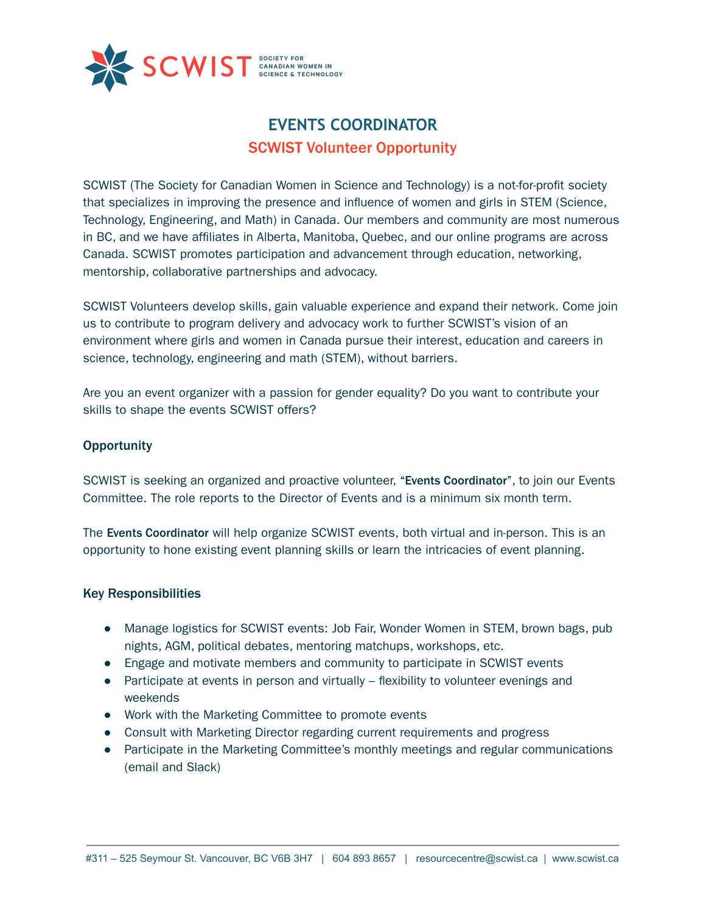SCWIST SOCIETY FOR CANADIAN WOMEN IN SCIENCE & TECHNOLOGY

# EVENTS COORDINATOR

## SCWIST Volunteer Opportunity

SCWIST (The Society for Canadian Women in Science and Technology) is a not-for-profit society that specializes in improving the presence and influence of women and girls in STEM (Science, Technology, Engineering, and Math) in Canada. Our members and community are most numerous in BC, and we have affiliates in Alberta, Manitoba, Quebec, and our online programs are across Canada. SCWIST promotes participation and advancement through education, networking, mentorship, collaborative partnerships and advocacy.

SCWIST Volunteers develop skills, gain valuable experience and expand their network. Come join us to contribute to program delivery and advocacy work to further SCWIST's vision of an environment where girls and women in Canada pursue their interest, education and careers in science, technology, engineering and math (STEM), without barriers.

Are you an event organizer with a passion for gender equality? Do you want to contribute your skills to shape the events SCWIST offers?

### Opportunity

SCWIST is seeking an organized and proactive volunteer, "**Events Coordinator**", to join our Events Committee. The role reports to the Director of Events and is a minimum six month term.

The **Events Coordinator** will help organize SCWIST events, both virtual and in-person. This is an opportunity to hone existing event planning skills or learn the intricacies of event planning.

### Key Responsibilities

- Manage logistics for SCWIST events: Job Fair, Wonder Women in STEM, brown bags, pub nights, AGM, political debates, mentoring matchups, workshops, etc.
- Engage and motivate members and community to participate in SCWIST events
- Participate at events in person and virtually – flexibility to volunteer evenings and weekends
- Work with the Marketing Committee to promote events
- Consult with Marketing Director regarding current requirements and progress
- Participate in the Marketing Committee's monthly meetings and regular communications (email and Slack)

#311 – 525 Seymour St. Vancouver, BC V6B 3H7 | 604 893 8657 | resourcecentre@scwist.ca | www.scwist.ca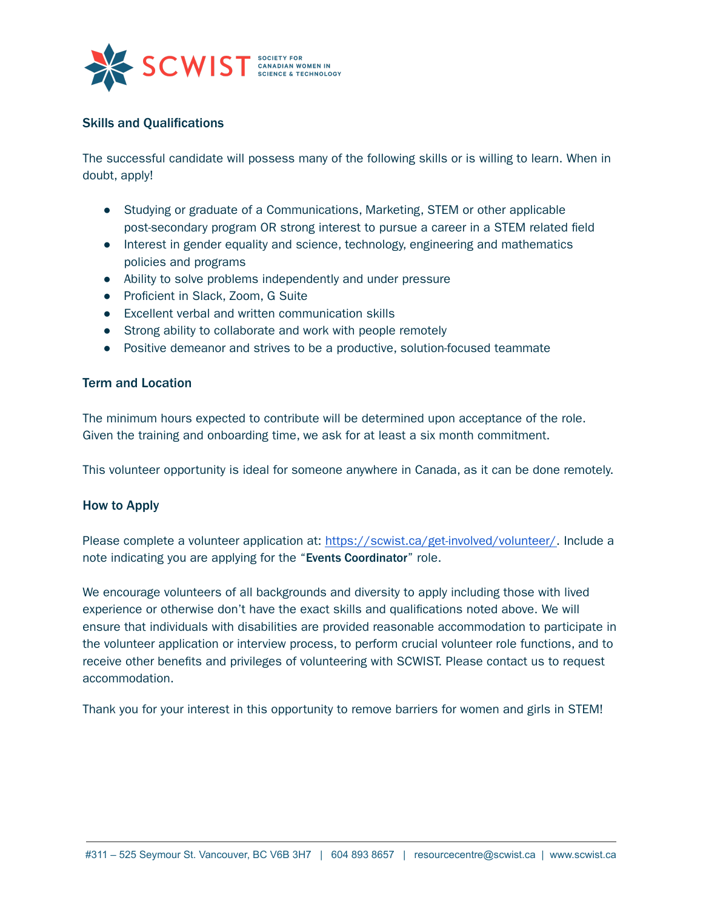## Skills and Qualifications

The successful candidate will possess many of the following skills or is willing to learn. When in doubt, apply!

- Studying or graduate of a Communications, Marketing, STEM or other applicable post-secondary program OR strong interest to pursue a career in a STEM related field
- Interest in gender equality and science, technology, engineering and mathematics policies and programs
- Ability to solve problems independently and under pressure
- Proficient in Slack, Zoom, G Suite
- Excellent verbal and written communication skills
- Strong ability to collaborate and work with people remotely
- Positive demeanor and strives to be a productive, solution-focused teammate

## Term and Location

The minimum hours expected to contribute will be determined upon acceptance of the role. Given the training and onboarding time, we ask for at least a six month commitment.

This volunteer opportunity is ideal for someone anywhere in Canada, as it can be done remotely.

## How to Apply

Please complete a volunteer application at: [https://scwist.ca/get-involved/volunteer/](https://scwist.ca/get-involved/volunteer/). Include a note indicating you are applying for the "**Events Coordinator**" role.

We encourage volunteers of all backgrounds and diversity to apply including those with lived experience or otherwise don't have the exact skills and qualifications noted above. We will ensure that individuals with disabilities are provided reasonable accommodation to participate in the volunteer application or interview process, to perform crucial volunteer role functions, and to receive other benefits and privileges of volunteering with SCWIST. Please contact us to request accommodation.

Thank you for your interest in this opportunity to remove barriers for women and girls in STEM!